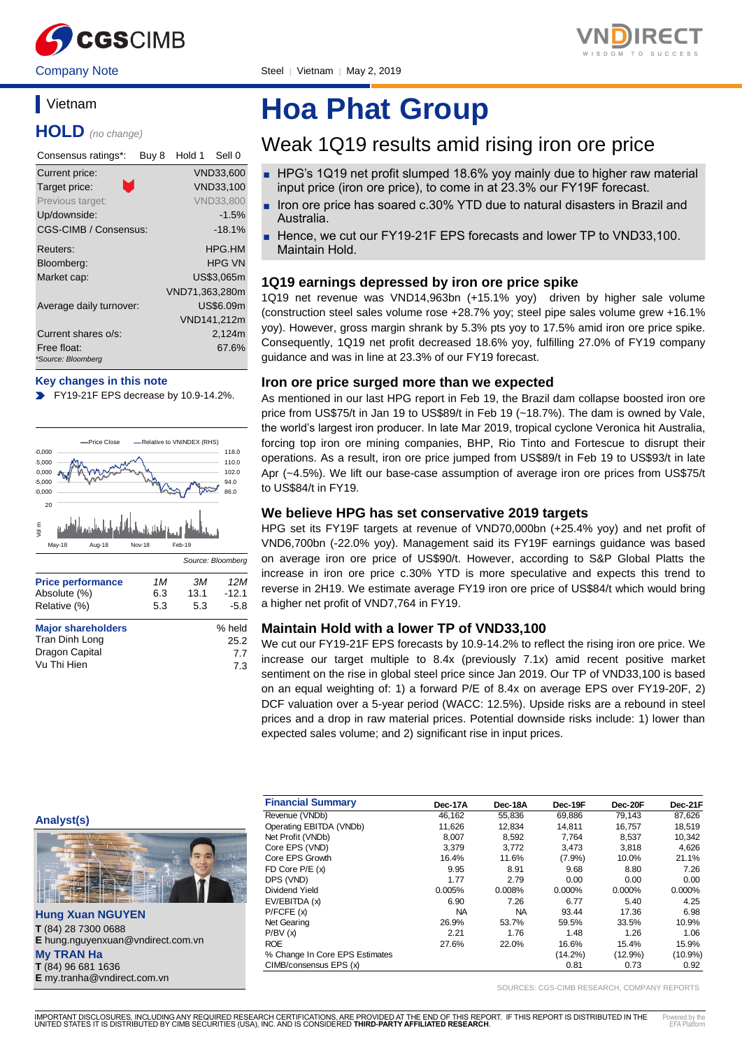Company Note

Steel | Vietnam | May 2, 2019

## Vietnam

**HOLD** *(no change)*

| Consensus ratings*: | Buy 8 | Hold 1 | Sell 0 |
|---|---|---|---|

| | |
|---|---|
| Current price: | VND33,600 |
| Target price: | VND33,100 |
| Previous target: | VND33,800 |
| Up/downside: | -1.5% |
| CGS-CIMB / Consensus: | -18.1% |
| Reuters: | HPG.HM |
| Bloomberg: | HPG VN |
| Market cap: | US$3,065m |
| | VND71,363,280m |
| Average daily turnover: | US$6.09m |
| | VND141,212m |
| Current shares o/s: | 2,124m |
| Free float: | 67.6% |

*Source: Bloomberg

**Key changes in this note**

- FY19-21F EPS decrease by 10.9-14.2%.

Source: Bloomberg

| Price performance | 1M | 3M | 12M |
|---|---|---|---|
| Absolute (%) | 6.3 | 13.1 | -12.1 |
| Relative (%) | 5.3 | 5.3 | -5.8 |

| Major shareholders | % held |
|---|---|
| Tran Dinh Long | 25.2 |
| Dragon Capital | 7.7 |
| Vu Thi Hien | 7.3 |

# Hoa Phat Group

## Weak 1Q19 results amid rising iron ore price

- HPG's 1Q19 net profit slumped 18.6% yoy mainly due to higher raw material input price (iron ore price), to come in at 23.3% our FY19F forecast.
- Iron ore price has soared c.30% YTD due to natural disasters in Brazil and Australia.
- Hence, we cut our FY19-21F EPS forecasts and lower TP to VND33,100. Maintain Hold.

### 1Q19 earnings depressed by iron ore price spike

1Q19 net revenue was VND14,963bn (+15.1% yoy) driven by higher sale volume (construction steel sales volume rose +28.7% yoy; steel pipe sales volume grew +16.1% yoy). However, gross margin shrank by 5.3% pts yoy to 17.5% amid iron ore price spike. Consequently, 1Q19 net profit decreased 18.6% yoy, fulfilling 27.0% of FY19 company guidance and was in line at 23.3% of our FY19 forecast.

### Iron ore price surged more than we expected

As mentioned in our last HPG report in Feb 19, the Brazil dam collapse boosted iron ore price from US$75/t in Jan 19 to US$89/t in Feb 19 (~18.7%). The dam is owned by Vale, the world's largest iron producer. In late Mar 2019, tropical cyclone Veronica hit Australia, forcing top iron ore mining companies, BHP, Rio Tinto and Fortescue to disrupt their operations. As a result, iron ore price jumped from US$89/t in Feb 19 to US$93/t in late Apr (~4.5%). We lift our base-case assumption of average iron ore prices from US$75/t to US$84/t in FY19.

### We believe HPG has set conservative 2019 targets

HPG set its FY19F targets at revenue of VND70,000bn (+25.4% yoy) and net profit of VND6,700bn (-22.0% yoy). Management said its FY19F earnings guidance was based on average iron ore price of US$90/t. However, according to S&P Global Platts the increase in iron ore price c.30% YTD is more speculative and expects this trend to reverse in 2H19. We estimate average FY19 iron ore price of US$84/t which would bring a higher net profit of VND7,764 in FY19.

### Maintain Hold with a lower TP of VND33,100

We cut our FY19-21F EPS forecasts by 10.9-14.2% to reflect the rising iron ore price. We increase our target multiple to 8.4x (previously 7.1x) amid recent positive market sentiment on the rise in global steel price since Jan 2019. Our TP of VND33,100 is based on an equal weighting of: 1) a forward P/E of 8.4x on average EPS over FY19-20F, 2) DCF valuation over a 5-year period (WACC: 12.5%). Upside risks are a rebound in steel prices and a drop in raw material prices. Potential downside risks include: 1) lower than expected sales volume; and 2) significant rise in input prices.

**Analyst(s)**

**Hung Xuan NGUYEN**
**T** (84) 28 7300 0688
**E** hung.nguyenxuan@vndirect.com.vn

**My TRAN Ha**
**T** (84) 96 681 1636
**E** my.tranha@vndirect.com.vn

| Financial Summary | Dec-17A | Dec-18A | Dec-19F | Dec-20F | Dec-21F |
|---|---|---|---|---|---|
| Revenue (VNDb) | 46,162 | 55,836 | 69,886 | 79,143 | 87,626 |
| Operating EBITDA (VNDb) | 11,626 | 12,834 | 14,811 | 16,757 | 18,519 |
| Net Profit (VNDb) | 8,007 | 8,592 | 7,764 | 8,537 | 10,342 |
| Core EPS (VND) | 3,379 | 3,772 | 3,473 | 3,818 | 4,626 |
| Core EPS Growth | 16.4% | 11.6% | (7.9%) | 10.0% | 21.1% |
| FD Core P/E (x) | 9.95 | 8.91 | 9.68 | 8.80 | 7.26 |
| DPS (VND) | 1.77 | 2.79 | 0.00 | 0.00 | 0.00 |
| Dividend Yield | 0.005% | 0.008% | 0.000% | 0.000% | 0.000% |
| EV/EBITDA (x) | 6.90 | 7.26 | 6.77 | 5.40 | 4.25 |
| P/FCFE (x) | NA | NA | 93.44 | 17.36 | 6.98 |
| Net Gearing | 26.9% | 53.7% | 59.5% | 33.5% | 10.9% |
| P/BV (x) | 2.21 | 1.76 | 1.48 | 1.26 | 1.06 |
| ROE | 27.6% | 22.0% | 16.6% | 15.4% | 15.9% |
| % Change In Core EPS Estimates | | | (14.2%) | (12.9%) | (10.9%) |
| CIMB/consensus EPS (x) | | | 0.81 | 0.73 | 0.92 |

SOURCES: CGS-CIMB RESEARCH, COMPANY REPORTS

IMPORTANT DISCLOSURES, INCLUDING ANY REQUIRED RESEARCH CERTIFICATIONS, ARE PROVIDED AT THE END OF THIS REPORT. IF THIS REPORT IS DISTRIBUTED IN THE UNITED STATES IT IS DISTRIBUTED BY CIMB SECURITIES (USA), INC. AND IS CONSIDERED **THIRD-PARTY AFFILIATED RESEARCH**.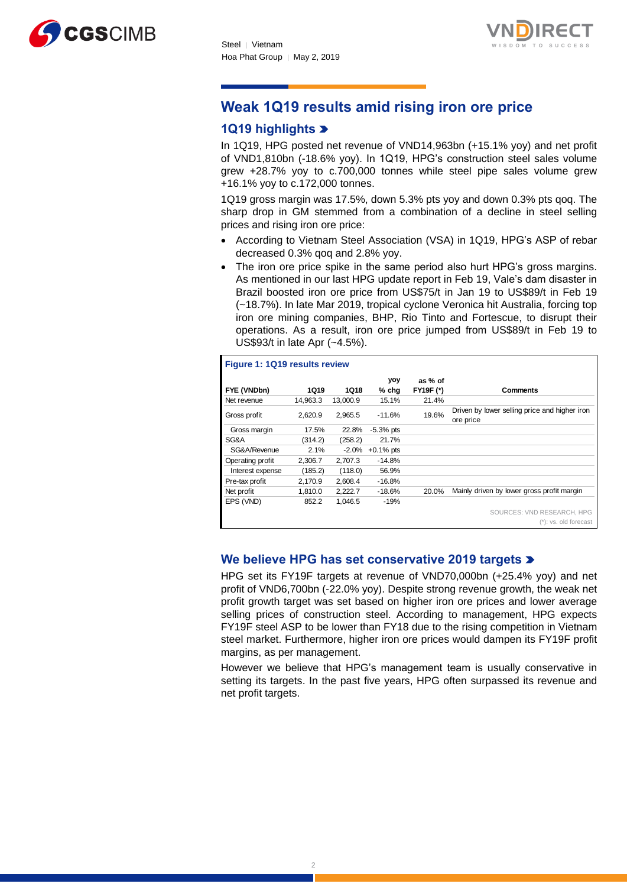## Weak 1Q19 results amid rising iron ore price

### 1Q19 highlights

In 1Q19, HPG posted net revenue of VND14,963bn (+15.1% yoy) and net profit of VND1,810bn (-18.6% yoy). In 1Q19, HPG's construction steel sales volume grew +28.7% yoy to c.700,000 tonnes while steel pipe sales volume grew +16.1% yoy to c.172,000 tonnes.

1Q19 gross margin was 17.5%, down 5.3% pts yoy and down 0.3% pts qoq. The sharp drop in GM stemmed from a combination of a decline in steel selling prices and rising iron ore price:

- According to Vietnam Steel Association (VSA) in 1Q19, HPG's ASP of rebar decreased 0.3% qoq and 2.8% yoy.
- The iron ore price spike in the same period also hurt HPG's gross margins. As mentioned in our last HPG update report in Feb 19, Vale's dam disaster in Brazil boosted iron ore price from US$75/t in Jan 19 to US$89/t in Feb 19 (~18.7%). In late Mar 2019, tropical cyclone Veronica hit Australia, forcing top iron ore mining companies, BHP, Rio Tinto and Fortescue, to disrupt their operations. As a result, iron ore price jumped from US$89/t in Feb 19 to US$93/t in late Apr (~4.5%).

**Figure 1: 1Q19 results review**

| FYE (VNDbn) | 1Q19 | 1Q18 | yoy % chg | as % of FY19F (*) | Comments |
|---|---|---|---|---|---|
| Net revenue | 14,963.3 | 13,000.9 | 15.1% | 21.4% | |
| Gross profit | 2,620.9 | 2,965.5 | -11.6% | 19.6% | Driven by lower selling price and higher iron ore price |
| Gross margin | 17.5% | 22.8% | -5.3% pts | | |
| SG&A | (314.2) | (258.2) | 21.7% | | |
| SG&A/Revenue | 2.1% | -2.0% | +0.1% pts | | |
| Operating profit | 2,306.7 | 2,707.3 | -14.8% | | |
| Interest expense | (185.2) | (118.0) | 56.9% | | |
| Pre-tax profit | 2,170.9 | 2,608.4 | -16.8% | | |
| Net profit | 1,810.0 | 2,222.7 | -18.6% | 20.0% | Mainly driven by lower gross profit margin |
| EPS (VND) | 852.2 | 1,046.5 | -19% | | |

SOURCES: VND RESEARCH, HPG
(*): vs. old forecast

### We believe HPG has set conservative 2019 targets

HPG set its FY19F targets at revenue of VND70,000bn (+25.4% yoy) and net profit of VND6,700bn (-22.0% yoy). Despite strong revenue growth, the weak net profit growth target was set based on higher iron ore prices and lower average selling prices of construction steel. According to management, HPG expects FY19F steel ASP to be lower than FY18 due to the rising competition in Vietnam steel market. Furthermore, higher iron ore prices would dampen its FY19F profit margins, as per management.

However we believe that HPG's management team is usually conservative in setting its targets. In the past five years, HPG often surpassed its revenue and net profit targets.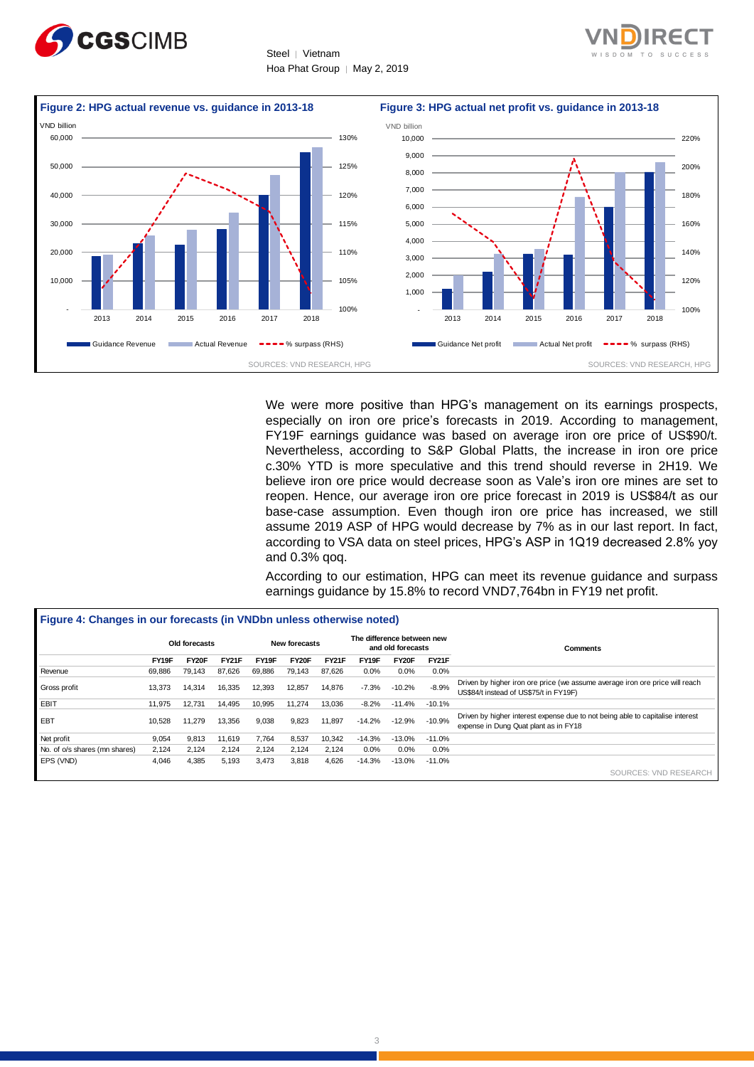**Figure 2: HPG actual revenue vs. guidance in 2013-18**

SOURCES: VND RESEARCH, HPG

**Figure 3: HPG actual net profit vs. guidance in 2013-18**

SOURCES: VND RESEARCH, HPG

We were more positive than HPG's management on its earnings prospects, especially on iron ore price's forecasts in 2019. According to management, FY19F earnings guidance was based on average iron ore price of US$90/t. Nevertheless, according to S&P Global Platts, the increase in iron ore price c.30% YTD is more speculative and this trend should reverse in 2H19. We believe iron ore price would decrease soon as Vale's iron ore mines are set to reopen. Hence, our average iron ore price forecast in 2019 is US$84/t as our base-case assumption. Even though iron ore price has increased, we still assume 2019 ASP of HPG would decrease by 7% as in our last report. In fact, according to VSA data on steel prices, HPG's ASP in 1Q19 decreased 2.8% yoy and 0.3% qoq.

According to our estimation, HPG can meet its revenue guidance and surpass earnings guidance by 15.8% to record VND7,764bn in FY19 net profit.

**Figure 4: Changes in our forecasts (in VNDbn unless otherwise noted)**

| | Old forecasts | | | New forecasts | | | The difference between new and old forecasts | | | Comments |
|---|---|---|---|---|---|---|---|---|---|---|
| | FY19F | FY20F | FY21F | FY19F | FY20F | FY21F | FY19F | FY20F | FY21F | |
| Revenue | 69,886 | 79,143 | 87,626 | 69,886 | 79,143 | 87,626 | 0.0% | 0.0% | 0.0% | |
| Gross profit | 13,373 | 14,314 | 16,335 | 12,393 | 12,857 | 14,876 | -7.3% | -10.2% | -8.9% | Driven by higher iron ore price (we assume average iron ore price will reach US$84/t instead of US$75/t in FY19F) |
| EBIT | 11,975 | 12,731 | 14,495 | 10,995 | 11,274 | 13,036 | -8.2% | -11.4% | -10.1% | |
| EBT | 10,528 | 11,279 | 13,356 | 9,038 | 9,823 | 11,897 | -14.2% | -12.9% | -10.9% | Driven by higher interest expense due to not being able to capitalise interest expense in Dung Quat plant as in FY18 |
| Net profit | 9,054 | 9,813 | 11,619 | 7,764 | 8,537 | 10,342 | -14.3% | -13.0% | -11.0% | |
| No. of o/s shares (mn shares) | 2,124 | 2,124 | 2,124 | 2,124 | 2,124 | 2,124 | 0.0% | 0.0% | 0.0% | |
| EPS (VND) | 4,046 | 4,385 | 5,193 | 3,473 | 3,818 | 4,626 | -14.3% | -13.0% | -11.0% | |

SOURCES: VND RESEARCH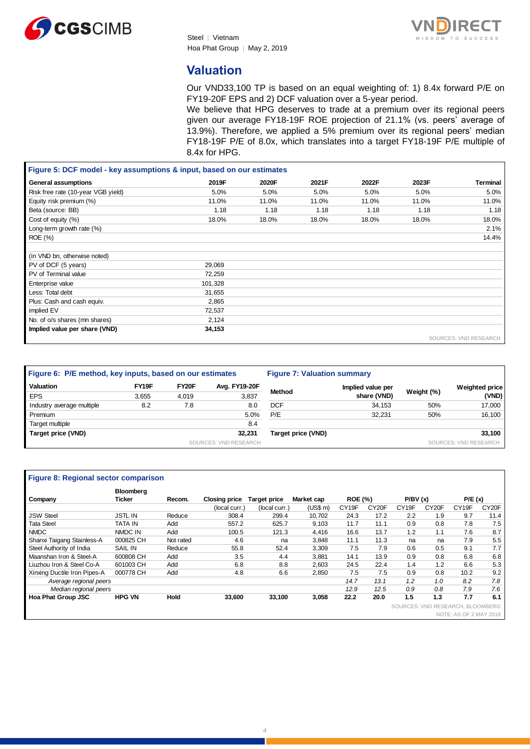## Valuation

Our VND33,100 TP is based on an equal weighting of: 1) 8.4x forward P/E on FY19-20F EPS and 2) DCF valuation over a 5-year period.

We believe that HPG deserves to trade at a premium over its regional peers given our average FY18-19F ROE projection of 21.1% (vs. peers' average of 13.9%). Therefore, we applied a 5% premium over its regional peers' median FY18-19F P/E of 8.0x, which translates into a target FY18-19F P/E multiple of 8.4x for HPG.

**Figure 5: DCF model - key assumptions & input, based on our estimates**

| General assumptions | 2019F | 2020F | 2021F | 2022F | 2023F | Terminal |
|---|---|---|---|---|---|---|
| Risk free rate (10-year VGB yield) | 5.0% | 5.0% | 5.0% | 5.0% | 5.0% | 5.0% |
| Equity risk premium (%) | 11.0% | 11.0% | 11.0% | 11.0% | 11.0% | 11.0% |
| Beta (source: BB) | 1.18 | 1.18 | 1.18 | 1.18 | 1.18 | 1.18 |
| Cost of equity (%) | 18.0% | 18.0% | 18.0% | 18.0% | 18.0% | 18.0% |
| Long-term growth rate (%) | | | | | | 2.1% |
| ROE (%) | | | | | | 14.4% |
| | | | | | | |
| (in VND bn, otherwise noted) | | | | | | |
| PV of DCF (5 years) | 29,069 | | | | | |
| PV of Terminal value | 72,259 | | | | | |
| Enterprise value | 101,328 | | | | | |
| Less: Total debt | 31,655 | | | | | |
| Plus: Cash and cash equiv. | 2,865 | | | | | |
| implied EV | 72,537 | | | | | |
| No. of o/s shares (mn shares) | 2,124 | | | | | |
| **Implied value per share (VND)** | **34,153** | | | | | |

SOURCES: VND RESEARCH

**Figure 6: P/E method, key inputs, based on our estimates**

| Valuation | FY19F | FY20F | Avg. FY19-20F |
|---|---|---|---|
| EPS | 3,655 | 4,019 | 3,837 |
| Industry average multiple | 8.2 | 7.8 | 8.0 |
| Premium | | | 5.0% |
| Target multiple | | | 8.4 |
| **Target price (VND)** | | | **32,231** |

SOURCES: VND RESEARCH

**Figure 7: Valuation summary**

| Method | Implied value per share (VND) | Weight (%) | Weighted price (VND) |
|---|---|---|---|
| DCF | 34,153 | 50% | 17,000 |
| P/E | 32,231 | 50% | 16,100 |
| | | | |
| **Target price (VND)** | | | **33,100** |

SOURCES: VND RESEARCH

**Figure 8: Regional sector comparison**

| Company | Bloomberg Ticker | Recom. | Closing price | Target price | Market cap | ROE (%) | | P/BV (x) | | P/E (x) | |
|---|---|---|---|---|---|---|---|---|---|---|---|
| | | | (local curr.) | (local curr.) | (US$ m) | CY19F | CY20F | CY19F | CY20F | CY19F | CY20F |
| JSW Steel | JSTL IN | Reduce | 308.4 | 299.4 | 10,702 | 24.3 | 17.2 | 2.2 | 1.9 | 9.7 | 11.4 |
| Tata Steel | TATA IN | Add | 557.2 | 625.7 | 9,103 | 11.7 | 11.1 | 0.9 | 0.8 | 7.8 | 7.5 |
| NMDC | NMDC IN | Add | 100.5 | 121.3 | 4,416 | 16.6 | 13.7 | 1.2 | 1.1 | 7.6 | 8.7 |
| Shanxi Taigang Stainless-A | 000825 CH | Not rated | 4.6 | na | 3,848 | 11.1 | 11.3 | na | na | 7.9 | 5.5 |
| Steel Authority of India | SAIL IN | Reduce | 55.8 | 52.4 | 3,309 | 7.5 | 7.9 | 0.6 | 0.5 | 9.1 | 7.7 |
| Maanshan Iron & Steel-A | 600808 CH | Add | 3.5 | 4.4 | 3,881 | 14.1 | 13.9 | 0.9 | 0.8 | 6.8 | 6.8 |
| Liuzhou Iron & Steel Co-A | 601003 CH | Add | 6.8 | 8.8 | 2,603 | 24.5 | 22.4 | 1.4 | 1.2 | 6.6 | 5.3 |
| Xinxing Ductile Iron Pipes-A | 000778 CH | Add | 4.8 | 6.6 | 2,850 | 7.5 | 7.5 | 0.9 | 0.8 | 10.2 | 9.2 |
| *Average regional peers* | | | | | | *14.7* | *13.1* | *1.2* | *1.0* | *8.2* | *7.8* |
| *Median regional peers* | | | | | | *12.9* | *12.5* | *0.9* | *0.8* | *7.9* | *7.6* |
| **Hoa Phat Group JSC** | **HPG VN** | **Hold** | **33,600** | **33,100** | **3,058** | **22.2** | **20.0** | **1.5** | **1.3** | **7.7** | **6.1** |

SOURCES: VND RESEARCH, BLOOMBERG
NOTE: AS OF 2 MAY 2019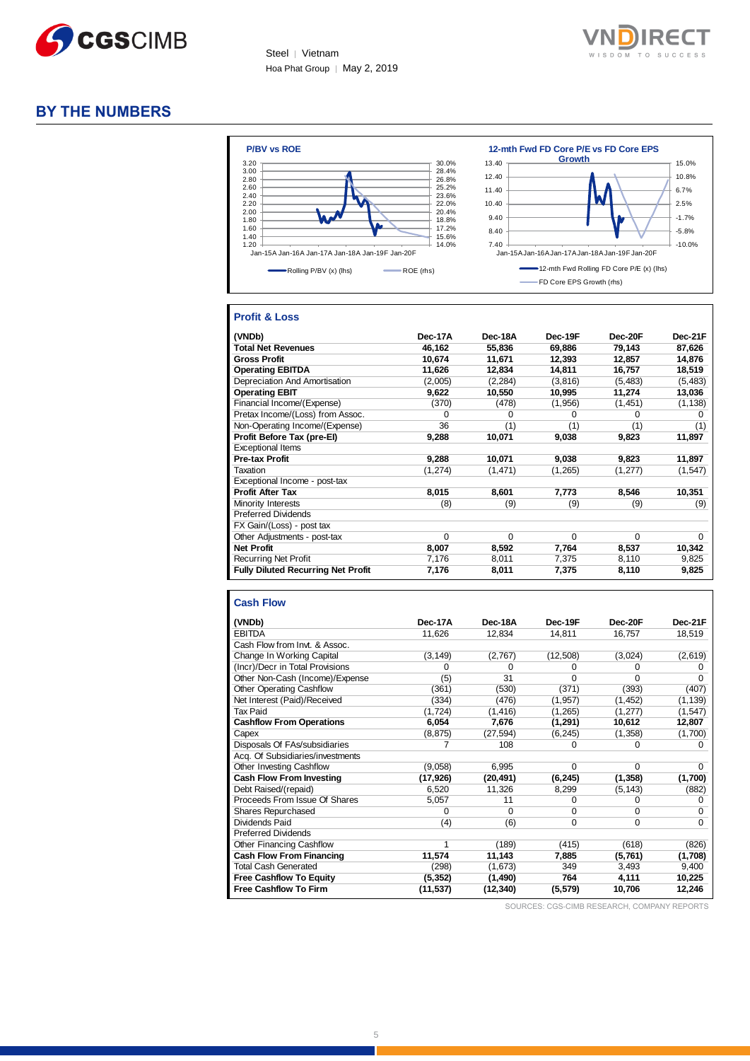## BY THE NUMBERS

**P/BV vs ROE**

Rolling P/BV (x) (lhs) — ROE (rhs)

**12-mth Fwd FD Core P/E vs FD Core EPS Growth**

12-mth Fwd Rolling FD Core P/E (x) (lhs) — FD Core EPS Growth (rhs)

### Profit & Loss

| (VNDb) | Dec-17A | Dec-18A | Dec-19F | Dec-20F | Dec-21F |
|---|---|---|---|---|---|
| **Total Net Revenues** | **46,162** | **55,836** | **69,886** | **79,143** | **87,626** |
| **Gross Profit** | **10,674** | **11,671** | **12,393** | **12,857** | **14,876** |
| **Operating EBITDA** | **11,626** | **12,834** | **14,811** | **16,757** | **18,519** |
| Depreciation And Amortisation | (2,005) | (2,284) | (3,816) | (5,483) | (5,483) |
| **Operating EBIT** | **9,622** | **10,550** | **10,995** | **11,274** | **13,036** |
| Financial Income/(Expense) | (370) | (478) | (1,956) | (1,451) | (1,138) |
| Pretax Income/(Loss) from Assoc. | 0 | 0 | 0 | 0 | 0 |
| Non-Operating Income/(Expense) | 36 | (1) | (1) | (1) | (1) |
| **Profit Before Tax (pre-EI)** | **9,288** | **10,071** | **9,038** | **9,823** | **11,897** |
| Exceptional Items | | | | | |
| **Pre-tax Profit** | **9,288** | **10,071** | **9,038** | **9,823** | **11,897** |
| Taxation | (1,274) | (1,471) | (1,265) | (1,277) | (1,547) |
| Exceptional Income - post-tax | | | | | |
| **Profit After Tax** | **8,015** | **8,601** | **7,773** | **8,546** | **10,351** |
| Minority Interests | (8) | (9) | (9) | (9) | (9) |
| Preferred Dividends | | | | | |
| FX Gain/(Loss) - post tax | | | | | |
| Other Adjustments - post-tax | 0 | 0 | 0 | 0 | 0 |
| **Net Profit** | **8,007** | **8,592** | **7,764** | **8,537** | **10,342** |
| Recurring Net Profit | 7,176 | 8,011 | 7,375 | 8,110 | 9,825 |
| **Fully Diluted Recurring Net Profit** | **7,176** | **8,011** | **7,375** | **8,110** | **9,825** |

### Cash Flow

| (VNDb) | Dec-17A | Dec-18A | Dec-19F | Dec-20F | Dec-21F |
|---|---|---|---|---|---|
| EBITDA | 11,626 | 12,834 | 14,811 | 16,757 | 18,519 |
| Cash Flow from Invt. & Assoc. | | | | | |
| Change In Working Capital | (3,149) | (2,767) | (12,508) | (3,024) | (2,619) |
| (Incr)/Decr in Total Provisions | 0 | 0 | 0 | 0 | 0 |
| Other Non-Cash (Income)/Expense | (5) | 31 | 0 | 0 | 0 |
| Other Operating Cashflow | (361) | (530) | (371) | (393) | (407) |
| Net Interest (Paid)/Received | (334) | (476) | (1,957) | (1,452) | (1,139) |
| Tax Paid | (1,724) | (1,416) | (1,265) | (1,277) | (1,547) |
| **Cashflow From Operations** | **6,054** | **7,676** | **(1,291)** | **10,612** | **12,807** |
| Capex | (8,875) | (27,594) | (6,245) | (1,358) | (1,700) |
| Disposals Of FAs/subsidiaries | 7 | 108 | 0 | 0 | 0 |
| Acq. Of Subsidiaries/investments | | | | | |
| Other Investing Cashflow | (9,058) | 6,995 | 0 | 0 | 0 |
| **Cash Flow From Investing** | **(17,926)** | **(20,491)** | **(6,245)** | **(1,358)** | **(1,700)** |
| Debt Raised/(repaid) | 6,520 | 11,326 | 8,299 | (5,143) | (882) |
| Proceeds From Issue Of Shares | 5,057 | 11 | 0 | 0 | 0 |
| Shares Repurchased | 0 | 0 | 0 | 0 | 0 |
| Dividends Paid | (4) | (6) | 0 | 0 | 0 |
| Preferred Dividends | | | | | |
| Other Financing Cashflow | 1 | (189) | (415) | (618) | (826) |
| **Cash Flow From Financing** | **11,574** | **11,143** | **7,885** | **(5,761)** | **(1,708)** |
| Total Cash Generated | (298) | (1,673) | 349 | 3,493 | 9,400 |
| **Free Cashflow To Equity** | **(5,352)** | **(1,490)** | **764** | **4,111** | **10,225** |
| **Free Cashflow To Firm** | **(11,537)** | **(12,340)** | **(5,579)** | **10,706** | **12,246** |

SOURCES: CGS-CIMB RESEARCH, COMPANY REPORTS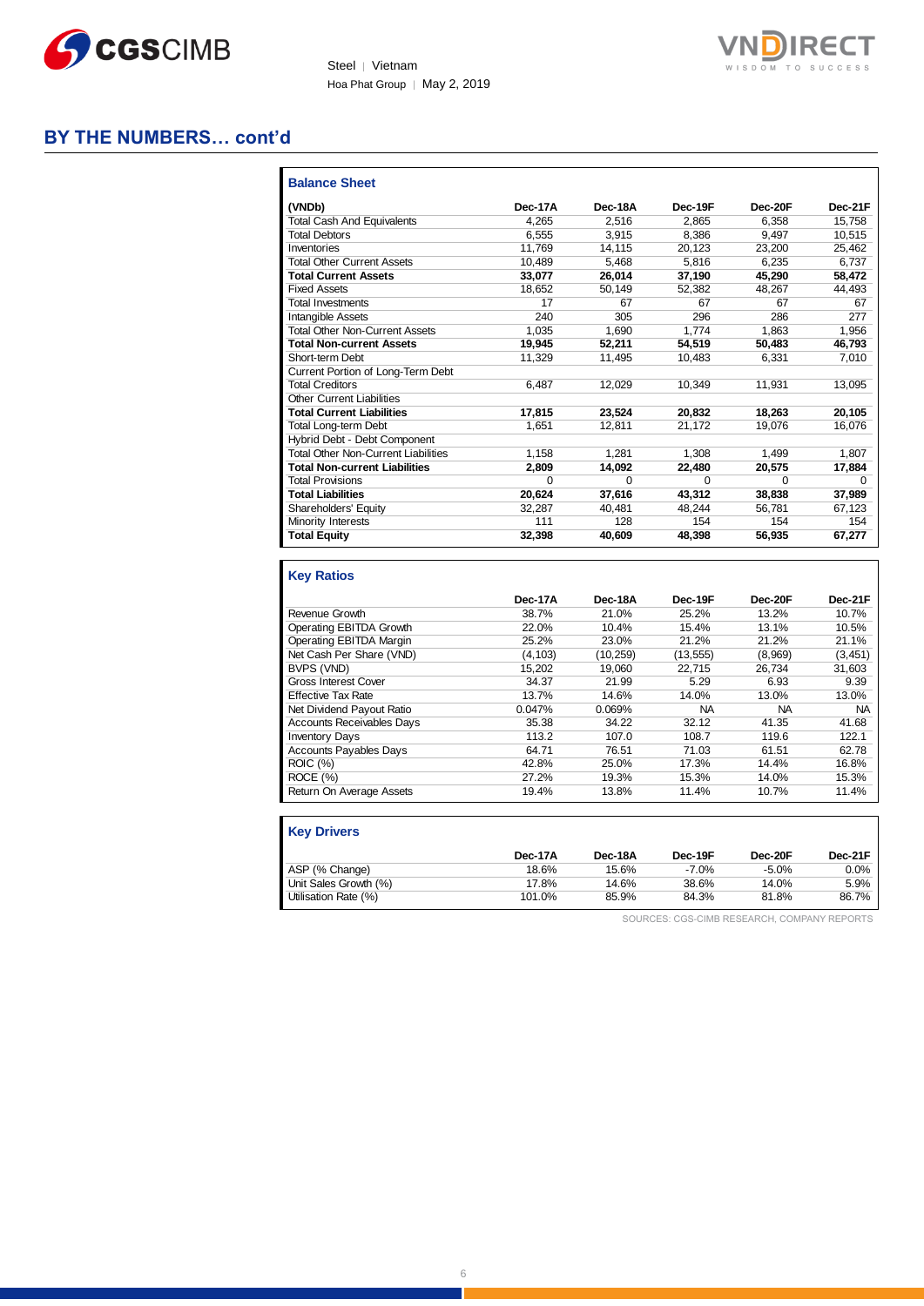## BY THE NUMBERS… cont'd

### Balance Sheet

| (VNDb) | Dec-17A | Dec-18A | Dec-19F | Dec-20F | Dec-21F |
|---|---|---|---|---|---|
| Total Cash And Equivalents | 4,265 | 2,516 | 2,865 | 6,358 | 15,758 |
| Total Debtors | 6,555 | 3,915 | 8,386 | 9,497 | 10,515 |
| Inventories | 11,769 | 14,115 | 20,123 | 23,200 | 25,462 |
| Total Other Current Assets | 10,489 | 5,468 | 5,816 | 6,235 | 6,737 |
| **Total Current Assets** | **33,077** | **26,014** | **37,190** | **45,290** | **58,472** |
| Fixed Assets | 18,652 | 50,149 | 52,382 | 48,267 | 44,493 |
| Total Investments | 17 | 67 | 67 | 67 | 67 |
| Intangible Assets | 240 | 305 | 296 | 286 | 277 |
| Total Other Non-Current Assets | 1,035 | 1,690 | 1,774 | 1,863 | 1,956 |
| **Total Non-current Assets** | **19,945** | **52,211** | **54,519** | **50,483** | **46,793** |
| Short-term Debt | 11,329 | 11,495 | 10,483 | 6,331 | 7,010 |
| Current Portion of Long-Term Debt | | | | | |
| Total Creditors | 6,487 | 12,029 | 10,349 | 11,931 | 13,095 |
| Other Current Liabilities | | | | | |
| **Total Current Liabilities** | **17,815** | **23,524** | **20,832** | **18,263** | **20,105** |
| Total Long-term Debt | 1,651 | 12,811 | 21,172 | 19,076 | 16,076 |
| Hybrid Debt - Debt Component | | | | | |
| Total Other Non-Current Liabilities | 1,158 | 1,281 | 1,308 | 1,499 | 1,807 |
| **Total Non-current Liabilities** | **2,809** | **14,092** | **22,480** | **20,575** | **17,884** |
| Total Provisions | 0 | 0 | 0 | 0 | 0 |
| **Total Liabilities** | **20,624** | **37,616** | **43,312** | **38,838** | **37,989** |
| Shareholders' Equity | 32,287 | 40,481 | 48,244 | 56,781 | 67,123 |
| Minority Interests | 111 | 128 | 154 | 154 | 154 |
| **Total Equity** | **32,398** | **40,609** | **48,398** | **56,935** | **67,277** |

### Key Ratios

| | Dec-17A | Dec-18A | Dec-19F | Dec-20F | Dec-21F |
|---|---|---|---|---|---|
| Revenue Growth | 38.7% | 21.0% | 25.2% | 13.2% | 10.7% |
| Operating EBITDA Growth | 22.0% | 10.4% | 15.4% | 13.1% | 10.5% |
| Operating EBITDA Margin | 25.2% | 23.0% | 21.2% | 21.2% | 21.1% |
| Net Cash Per Share (VND) | (4,103) | (10,259) | (13,555) | (8,969) | (3,451) |
| BVPS (VND) | 15,202 | 19,060 | 22,715 | 26,734 | 31,603 |
| Gross Interest Cover | 34.37 | 21.99 | 5.29 | 6.93 | 9.39 |
| Effective Tax Rate | 13.7% | 14.6% | 14.0% | 13.0% | 13.0% |
| Net Dividend Payout Ratio | 0.047% | 0.069% | NA | NA | NA |
| Accounts Receivables Days | 35.38 | 34.22 | 32.12 | 41.35 | 41.68 |
| Inventory Days | 113.2 | 107.0 | 108.7 | 119.6 | 122.1 |
| Accounts Payables Days | 64.71 | 76.51 | 71.03 | 61.51 | 62.78 |
| ROIC (%) | 42.8% | 25.0% | 17.3% | 14.4% | 16.8% |
| ROCE (%) | 27.2% | 19.3% | 15.3% | 14.0% | 15.3% |
| Return On Average Assets | 19.4% | 13.8% | 11.4% | 10.7% | 11.4% |

### Key Drivers

| | Dec-17A | Dec-18A | Dec-19F | Dec-20F | Dec-21F |
|---|---|---|---|---|---|
| ASP (% Change) | 18.6% | 15.6% | -7.0% | -5.0% | 0.0% |
| Unit Sales Growth (%) | 17.8% | 14.6% | 38.6% | 14.0% | 5.9% |
| Utilisation Rate (%) | 101.0% | 85.9% | 84.3% | 81.8% | 86.7% |

SOURCES: CGS-CIMB RESEARCH, COMPANY REPORTS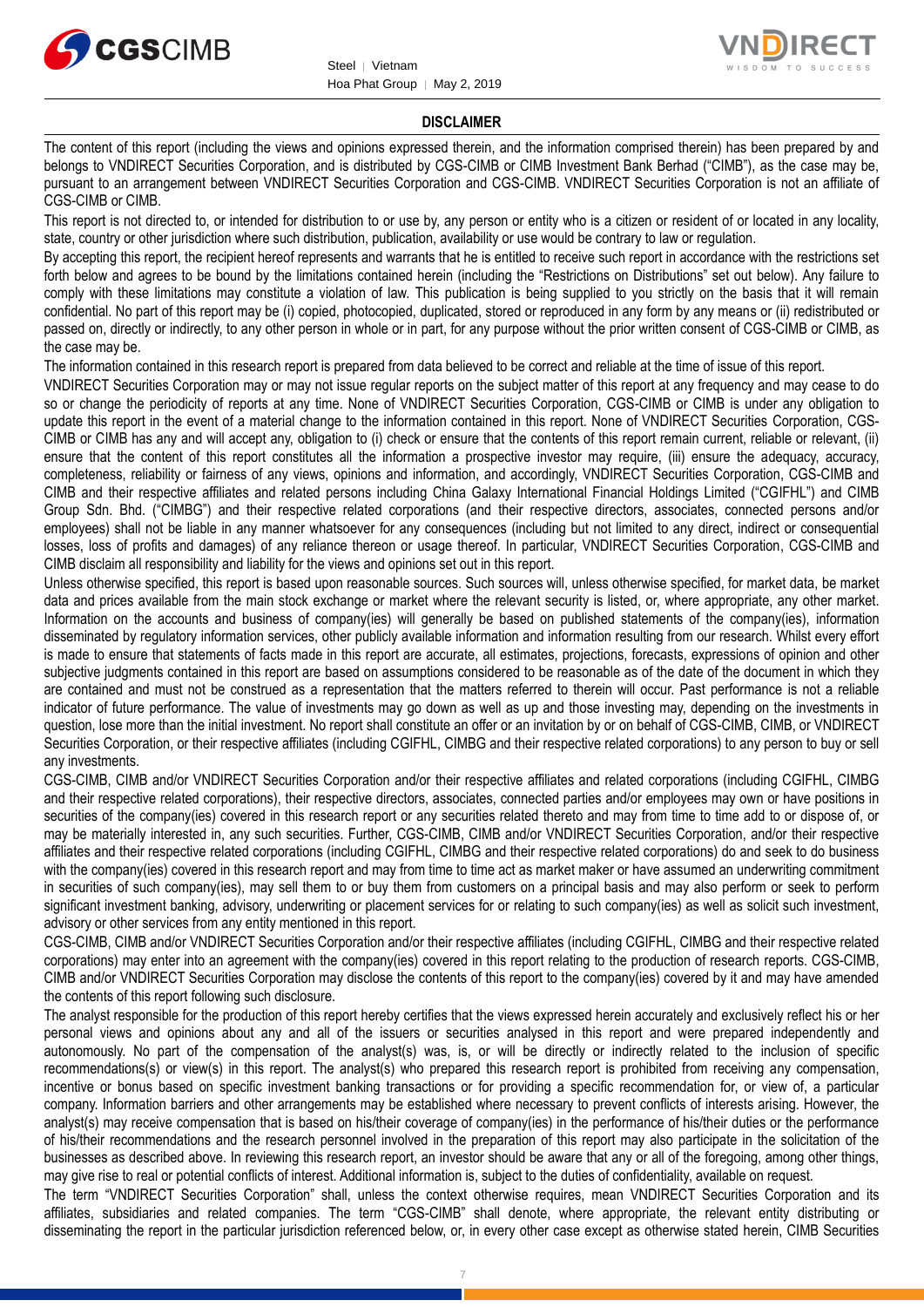## DISCLAIMER

The content of this report (including the views and opinions expressed therein, and the information comprised therein) has been prepared by and belongs to VNDIRECT Securities Corporation, and is distributed by CGS-CIMB or CIMB Investment Bank Berhad ("CIMB"), as the case may be, pursuant to an arrangement between VNDIRECT Securities Corporation and CGS-CIMB. VNDIRECT Securities Corporation is not an affiliate of CGS-CIMB or CIMB.

This report is not directed to, or intended for distribution to or use by, any person or entity who is a citizen or resident of or located in any locality, state, country or other jurisdiction where such distribution, publication, availability or use would be contrary to law or regulation.

By accepting this report, the recipient hereof represents and warrants that he is entitled to receive such report in accordance with the restrictions set forth below and agrees to be bound by the limitations contained herein (including the "Restrictions on Distributions" set out below). Any failure to comply with these limitations may constitute a violation of law. This publication is being supplied to you strictly on the basis that it will remain confidential. No part of this report may be (i) copied, photocopied, duplicated, stored or reproduced in any form by any means or (ii) redistributed or passed on, directly or indirectly, to any other person in whole or in part, for any purpose without the prior written consent of CGS-CIMB or CIMB, as the case may be.

The information contained in this research report is prepared from data believed to be correct and reliable at the time of issue of this report.

VNDIRECT Securities Corporation may or may not issue regular reports on the subject matter of this report at any frequency and may cease to do so or change the periodicity of reports at any time. None of VNDIRECT Securities Corporation, CGS-CIMB or CIMB is under any obligation to update this report in the event of a material change to the information contained in this report. None of VNDIRECT Securities Corporation, CGS-CIMB or CIMB has any and will accept any, obligation to (i) check or ensure that the contents of this report remain current, reliable or relevant, (ii) ensure that the content of this report constitutes all the information a prospective investor may require, (iii) ensure the adequacy, accuracy, completeness, reliability or fairness of any views, opinions and information, and accordingly, VNDIRECT Securities Corporation, CGS-CIMB and CIMB and their respective affiliates and related persons including China Galaxy International Financial Holdings Limited ("CGIFHL") and CIMB Group Sdn. Bhd. ("CIMBG") and their respective related corporations (and their respective directors, associates, connected persons and/or employees) shall not be liable in any manner whatsoever for any consequences (including but not limited to any direct, indirect or consequential losses, loss of profits and damages) of any reliance thereon or usage thereof. In particular, VNDIRECT Securities Corporation, CGS-CIMB and CIMB disclaim all responsibility and liability for the views and opinions set out in this report.

Unless otherwise specified, this report is based upon reasonable sources. Such sources will, unless otherwise specified, for market data, be market data and prices available from the main stock exchange or market where the relevant security is listed, or, where appropriate, any other market. Information on the accounts and business of company(ies) will generally be based on published statements of the company(ies), information disseminated by regulatory information services, other publicly available information and information resulting from our research. Whilst every effort is made to ensure that statements of facts made in this report are accurate, all estimates, projections, forecasts, expressions of opinion and other subjective judgments contained in this report are based on assumptions considered to be reasonable as of the date of the document in which they are contained and must not be construed as a representation that the matters referred to therein will occur. Past performance is not a reliable indicator of future performance. The value of investments may go down as well as up and those investing may, depending on the investments in question, lose more than the initial investment. No report shall constitute an offer or an invitation by or on behalf of CGS-CIMB, CIMB, or VNDIRECT Securities Corporation, or their respective affiliates (including CGIFHL, CIMBG and their respective related corporations) to any person to buy or sell any investments.

CGS-CIMB, CIMB and/or VNDIRECT Securities Corporation and/or their respective affiliates and related corporations (including CGIFHL, CIMBG and their respective related corporations), their respective directors, associates, connected parties and/or employees may own or have positions in securities of the company(ies) covered in this research report or any securities related thereto and may from time to time add to or dispose of, or may be materially interested in, any such securities. Further, CGS-CIMB, CIMB and/or VNDIRECT Securities Corporation, and/or their respective affiliates and their respective related corporations (including CGIFHL, CIMBG and their respective related corporations) do and seek to do business with the company(ies) covered in this research report and may from time to time act as market maker or have assumed an underwriting commitment in securities of such company(ies), may sell them to or buy them from customers on a principal basis and may also perform or seek to perform significant investment banking, advisory, underwriting or placement services for or relating to such company(ies) as well as solicit such investment, advisory or other services from any entity mentioned in this report.

CGS-CIMB, CIMB and/or VNDIRECT Securities Corporation and/or their respective affiliates (including CGIFHL, CIMBG and their respective related corporations) may enter into an agreement with the company(ies) covered in this report relating to the production of research reports. CGS-CIMB, CIMB and/or VNDIRECT Securities Corporation may disclose the contents of this report to the company(ies) covered by it and may have amended the contents of this report following such disclosure.

The analyst responsible for the production of this report hereby certifies that the views expressed herein accurately and exclusively reflect his or her personal views and opinions about any and all of the issuers or securities analysed in this report and were prepared independently and autonomously. No part of the compensation of the analyst(s) was, is, or will be directly or indirectly related to the inclusion of specific recommendations(s) or view(s) in this report. The analyst(s) who prepared this research report is prohibited from receiving any compensation, incentive or bonus based on specific investment banking transactions or for providing a specific recommendation for, or view of, a particular company. Information barriers and other arrangements may be established where necessary to prevent conflicts of interests arising. However, the analyst(s) may receive compensation that is based on his/their coverage of company(ies) in the performance of his/their duties or the performance of his/their recommendations and the research personnel involved in the preparation of this report may also participate in the solicitation of the businesses as described above. In reviewing this research report, an investor should be aware that any or all of the foregoing, among other things, may give rise to real or potential conflicts of interest. Additional information is, subject to the duties of confidentiality, available on request.

The term "VNDIRECT Securities Corporation" shall, unless the context otherwise requires, mean VNDIRECT Securities Corporation and its affiliates, subsidiaries and related companies. The term "CGS-CIMB" shall denote, where appropriate, the relevant entity distributing or disseminating the report in the particular jurisdiction referenced below, or, in every other case except as otherwise stated herein, CIMB Securities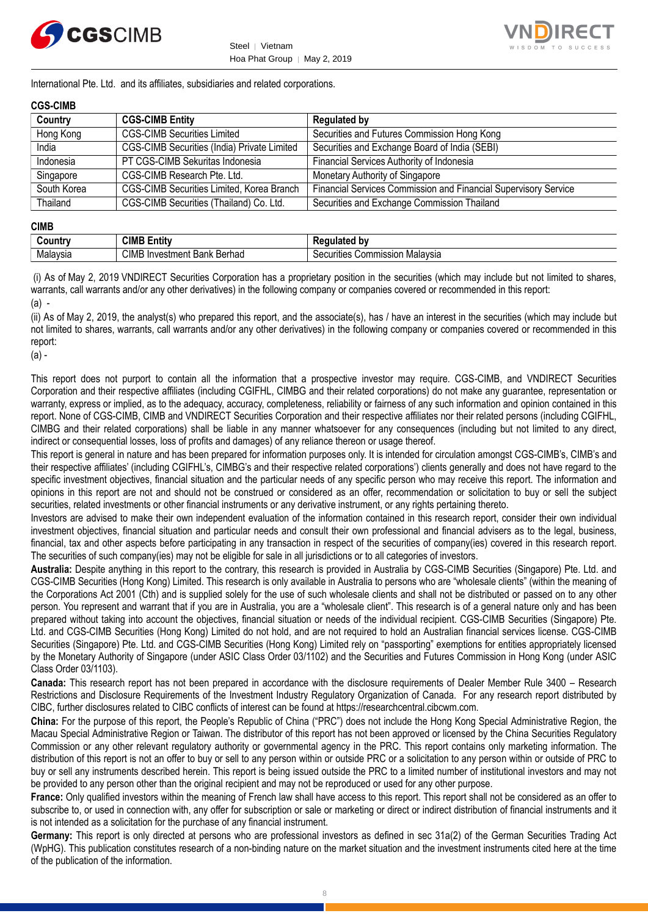International Pte. Ltd. and its affiliates, subsidiaries and related corporations.

**CGS-CIMB**

| Country | CGS-CIMB Entity | Regulated by |
|---|---|---|
| Hong Kong | CGS-CIMB Securities Limited | Securities and Futures Commission Hong Kong |
| India | CGS-CIMB Securities (India) Private Limited | Securities and Exchange Board of India (SEBI) |
| Indonesia | PT CGS-CIMB Sekuritas Indonesia | Financial Services Authority of Indonesia |
| Singapore | CGS-CIMB Research Pte. Ltd. | Monetary Authority of Singapore |
| South Korea | CGS-CIMB Securities Limited, Korea Branch | Financial Services Commission and Financial Supervisory Service |
| Thailand | CGS-CIMB Securities (Thailand) Co. Ltd. | Securities and Exchange Commission Thailand |

**CIMB**

| Country | CIMB Entity | Regulated by |
|---|---|---|
| Malaysia | CIMB Investment Bank Berhad | Securities Commission Malaysia |

(i) As of May 2, 2019 VNDIRECT Securities Corporation has a proprietary position in the securities (which may include but not limited to shares, warrants, call warrants and/or any other derivatives) in the following company or companies covered or recommended in this report:

(a) -

(ii) As of May 2, 2019, the analyst(s) who prepared this report, and the associate(s), has / have an interest in the securities (which may include but not limited to shares, warrants, call warrants and/or any other derivatives) in the following company or companies covered or recommended in this report:

(a) -

This report does not purport to contain all the information that a prospective investor may require. CGS-CIMB, and VNDIRECT Securities Corporation and their respective affiliates (including CGIFHL, CIMBG and their related corporations) do not make any guarantee, representation or warranty, express or implied, as to the adequacy, accuracy, completeness, reliability or fairness of any such information and opinion contained in this report. None of CGS-CIMB, CIMB and VNDIRECT Securities Corporation and their respective affiliates nor their related persons (including CGIFHL, CIMBG and their related corporations) shall be liable in any manner whatsoever for any consequences (including but not limited to any direct, indirect or consequential losses, loss of profits and damages) of any reliance thereon or usage thereof.

This report is general in nature and has been prepared for information purposes only. It is intended for circulation amongst CGS-CIMB's, CIMB's and their respective affiliates' (including CGIFHL's, CIMBG's and their respective related corporations') clients generally and does not have regard to the specific investment objectives, financial situation and the particular needs of any specific person who may receive this report. The information and opinions in this report are not and should not be construed or considered as an offer, recommendation or solicitation to buy or sell the subject securities, related investments or other financial instruments or any derivative instrument, or any rights pertaining thereto.

Investors are advised to make their own independent evaluation of the information contained in this research report, consider their own individual investment objectives, financial situation and particular needs and consult their own professional and financial advisers as to the legal, business, financial, tax and other aspects before participating in any transaction in respect of the securities of company(ies) covered in this research report. The securities of such company(ies) may not be eligible for sale in all jurisdictions or to all categories of investors.

**Australia:** Despite anything in this report to the contrary, this research is provided in Australia by CGS-CIMB Securities (Singapore) Pte. Ltd. and CGS-CIMB Securities (Hong Kong) Limited. This research is only available in Australia to persons who are "wholesale clients" (within the meaning of the Corporations Act 2001 (Cth) and is supplied solely for the use of such wholesale clients and shall not be distributed or passed on to any other person. You represent and warrant that if you are in Australia, you are a "wholesale client". This research is of a general nature only and has been prepared without taking into account the objectives, financial situation or needs of the individual recipient. CGS-CIMB Securities (Singapore) Pte. Ltd. and CGS-CIMB Securities (Hong Kong) Limited do not hold, and are not required to hold an Australian financial services license. CGS-CIMB Securities (Singapore) Pte. Ltd. and CGS-CIMB Securities (Hong Kong) Limited rely on "passporting" exemptions for entities appropriately licensed by the Monetary Authority of Singapore (under ASIC Class Order 03/1102) and the Securities and Futures Commission in Hong Kong (under ASIC Class Order 03/1103).

**Canada:** This research report has not been prepared in accordance with the disclosure requirements of Dealer Member Rule 3400 – Research Restrictions and Disclosure Requirements of the Investment Industry Regulatory Organization of Canada. For any research report distributed by CIBC, further disclosures related to CIBC conflicts of interest can be found at https://researchcentral.cibcwm.com.

**China:** For the purpose of this report, the People's Republic of China ("PRC") does not include the Hong Kong Special Administrative Region, the Macau Special Administrative Region or Taiwan. The distributor of this report has not been approved or licensed by the China Securities Regulatory Commission or any other relevant regulatory authority or governmental agency in the PRC. This report contains only marketing information. The distribution of this report is not an offer to buy or sell to any person within or outside PRC or a solicitation to any person within or outside of PRC to buy or sell any instruments described herein. This report is being issued outside the PRC to a limited number of institutional investors and may not be provided to any person other than the original recipient and may not be reproduced or used for any other purpose.

**France:** Only qualified investors within the meaning of French law shall have access to this report. This report shall not be considered as an offer to subscribe to, or used in connection with, any offer for subscription or sale or marketing or direct or indirect distribution of financial instruments and it is not intended as a solicitation for the purchase of any financial instrument.

**Germany:** This report is only directed at persons who are professional investors as defined in sec 31a(2) of the German Securities Trading Act (WpHG). This publication constitutes research of a non-binding nature on the market situation and the investment instruments cited here at the time of the publication of the information.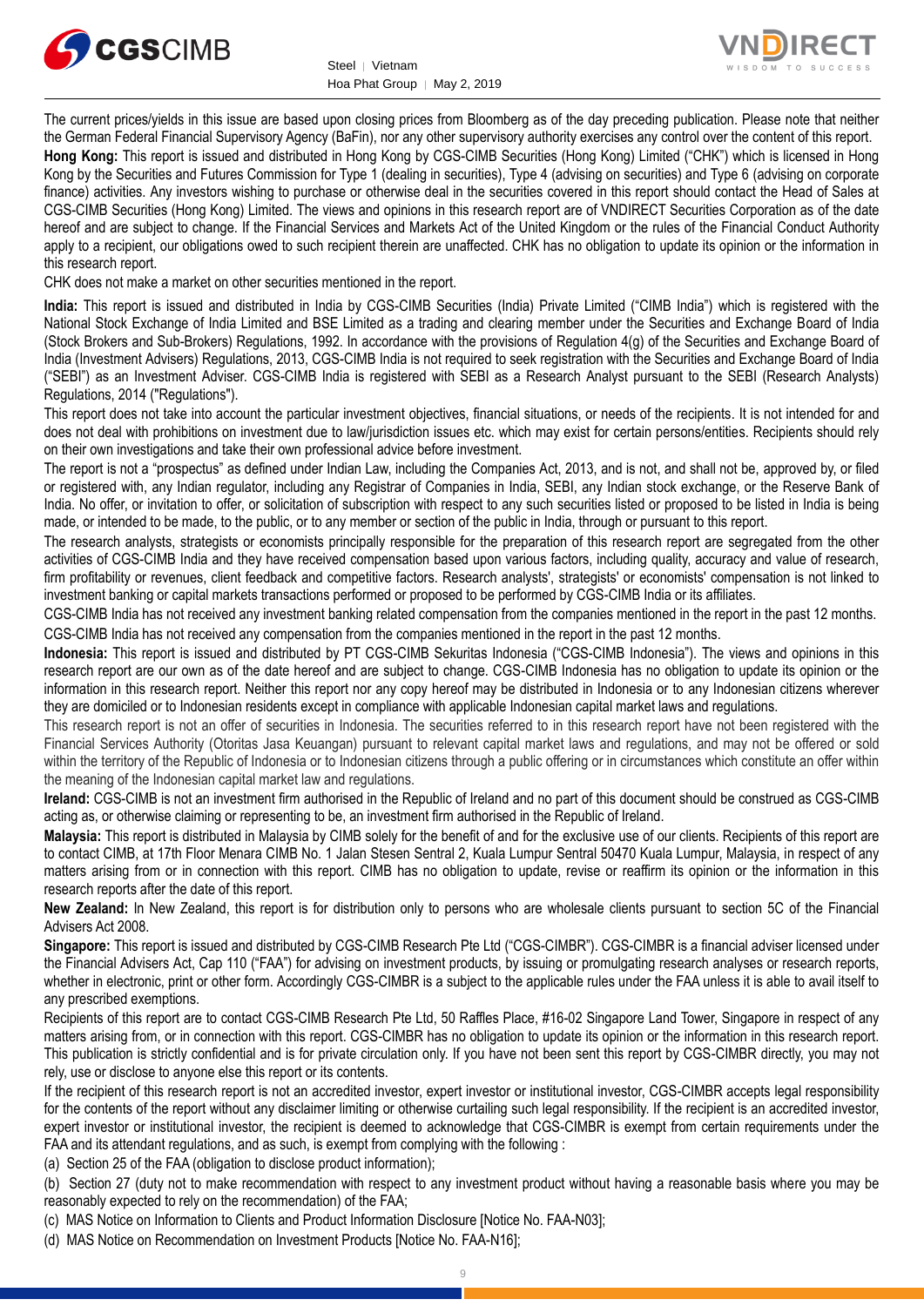The current prices/yields in this issue are based upon closing prices from Bloomberg as of the day preceding publication. Please note that neither the German Federal Financial Supervisory Agency (BaFin), nor any other supervisory authority exercises any control over the content of this report.

**Hong Kong:** This report is issued and distributed in Hong Kong by CGS-CIMB Securities (Hong Kong) Limited ("CHK") which is licensed in Hong Kong by the Securities and Futures Commission for Type 1 (dealing in securities), Type 4 (advising on securities) and Type 6 (advising on corporate finance) activities. Any investors wishing to purchase or otherwise deal in the securities covered in this report should contact the Head of Sales at CGS-CIMB Securities (Hong Kong) Limited. The views and opinions in this research report are of VNDIRECT Securities Corporation as of the date hereof and are subject to change. If the Financial Services and Markets Act of the United Kingdom or the rules of the Financial Conduct Authority apply to a recipient, our obligations owed to such recipient therein are unaffected. CHK has no obligation to update its opinion or the information in this research report.

CHK does not make a market on other securities mentioned in the report.

**India:** This report is issued and distributed in India by CGS-CIMB Securities (India) Private Limited ("CIMB India") which is registered with the National Stock Exchange of India Limited and BSE Limited as a trading and clearing member under the Securities and Exchange Board of India (Stock Brokers and Sub-Brokers) Regulations, 1992. In accordance with the provisions of Regulation 4(g) of the Securities and Exchange Board of India (Investment Advisers) Regulations, 2013, CGS-CIMB India is not required to seek registration with the Securities and Exchange Board of India ("SEBI") as an Investment Adviser. CGS-CIMB India is registered with SEBI as a Research Analyst pursuant to the SEBI (Research Analysts) Regulations, 2014 ("Regulations").

This report does not take into account the particular investment objectives, financial situations, or needs of the recipients. It is not intended for and does not deal with prohibitions on investment due to law/jurisdiction issues etc. which may exist for certain persons/entities. Recipients should rely on their own investigations and take their own professional advice before investment.

The report is not a "prospectus" as defined under Indian Law, including the Companies Act, 2013, and is not, and shall not be, approved by, or filed or registered with, any Indian regulator, including any Registrar of Companies in India, SEBI, any Indian stock exchange, or the Reserve Bank of India. No offer, or invitation to offer, or solicitation of subscription with respect to any such securities listed or proposed to be listed in India is being made, or intended to be made, to the public, or to any member or section of the public in India, through or pursuant to this report.

The research analysts, strategists or economists principally responsible for the preparation of this research report are segregated from the other activities of CGS-CIMB India and they have received compensation based upon various factors, including quality, accuracy and value of research, firm profitability or revenues, client feedback and competitive factors. Research analysts', strategists' or economists' compensation is not linked to investment banking or capital markets transactions performed or proposed to be performed by CGS-CIMB India or its affiliates.

CGS-CIMB India has not received any investment banking related compensation from the companies mentioned in the report in the past 12 months.

CGS-CIMB India has not received any compensation from the companies mentioned in the report in the past 12 months.

**Indonesia:** This report is issued and distributed by PT CGS-CIMB Sekuritas Indonesia ("CGS-CIMB Indonesia"). The views and opinions in this research report are our own as of the date hereof and are subject to change. CGS-CIMB Indonesia has no obligation to update its opinion or the information in this research report. Neither this research report nor any copy hereof may be distributed in Indonesia or to any Indonesian citizens wherever they are domiciled or to Indonesian residents except in compliance with applicable Indonesian capital market laws and regulations.

This research report is not an offer of securities in Indonesia. The securities referred to in this research report have not been registered with the Financial Services Authority (Otoritas Jasa Keuangan) pursuant to relevant capital market laws and regulations, and may not be offered or sold within the territory of the Republic of Indonesia or to Indonesian citizens through a public offering or in circumstances which constitute an offer within the meaning of the Indonesian capital market law and regulations.

**Ireland:** CGS-CIMB is not an investment firm authorised in the Republic of Ireland and no part of this document should be construed as CGS-CIMB acting as, or otherwise claiming or representing to be, an investment firm authorised in the Republic of Ireland.

**Malaysia:** This report is distributed in Malaysia by CIMB solely for the benefit of and for the exclusive use of our clients. Recipients of this report are to contact CIMB, at 17th Floor Menara CIMB No. 1 Jalan Stesen Sentral 2, Kuala Lumpur Sentral 50470 Kuala Lumpur, Malaysia, in respect of any matters arising from or in connection with this report. CIMB has no obligation to update, revise or reaffirm its opinion or the information in this research reports after the date of this report.

**New Zealand:** In New Zealand, this report is for distribution only to persons who are wholesale clients pursuant to section 5C of the Financial Advisers Act 2008.

**Singapore:** This report is issued and distributed by CGS-CIMB Research Pte Ltd ("CGS-CIMBR"). CGS-CIMBR is a financial adviser licensed under the Financial Advisers Act, Cap 110 ("FAA") for advising on investment products, by issuing or promulgating research analyses or research reports, whether in electronic, print or other form. Accordingly CGS-CIMBR is a subject to the applicable rules under the FAA unless it is able to avail itself to any prescribed exemptions.

Recipients of this report are to contact CGS-CIMB Research Pte Ltd, 50 Raffles Place, #16-02 Singapore Land Tower, Singapore in respect of any matters arising from, or in connection with this report. CGS-CIMBR has no obligation to update its opinion or the information in this research report. This publication is strictly confidential and is for private circulation only. If you have not been sent this report by CGS-CIMBR directly, you may not rely, use or disclose to anyone else this report or its contents.

If the recipient of this research report is not an accredited investor, expert investor or institutional investor, CGS-CIMBR accepts legal responsibility for the contents of the report without any disclaimer limiting or otherwise curtailing such legal responsibility. If the recipient is an accredited investor, expert investor or institutional investor, the recipient is deemed to acknowledge that CGS-CIMBR is exempt from certain requirements under the FAA and its attendant regulations, and as such, is exempt from complying with the following :

(a) Section 25 of the FAA (obligation to disclose product information);

(b) Section 27 (duty not to make recommendation with respect to any investment product without having a reasonable basis where you may be reasonably expected to rely on the recommendation) of the FAA;

(c) MAS Notice on Information to Clients and Product Information Disclosure [Notice No. FAA-N03];

(d) MAS Notice on Recommendation on Investment Products [Notice No. FAA-N16];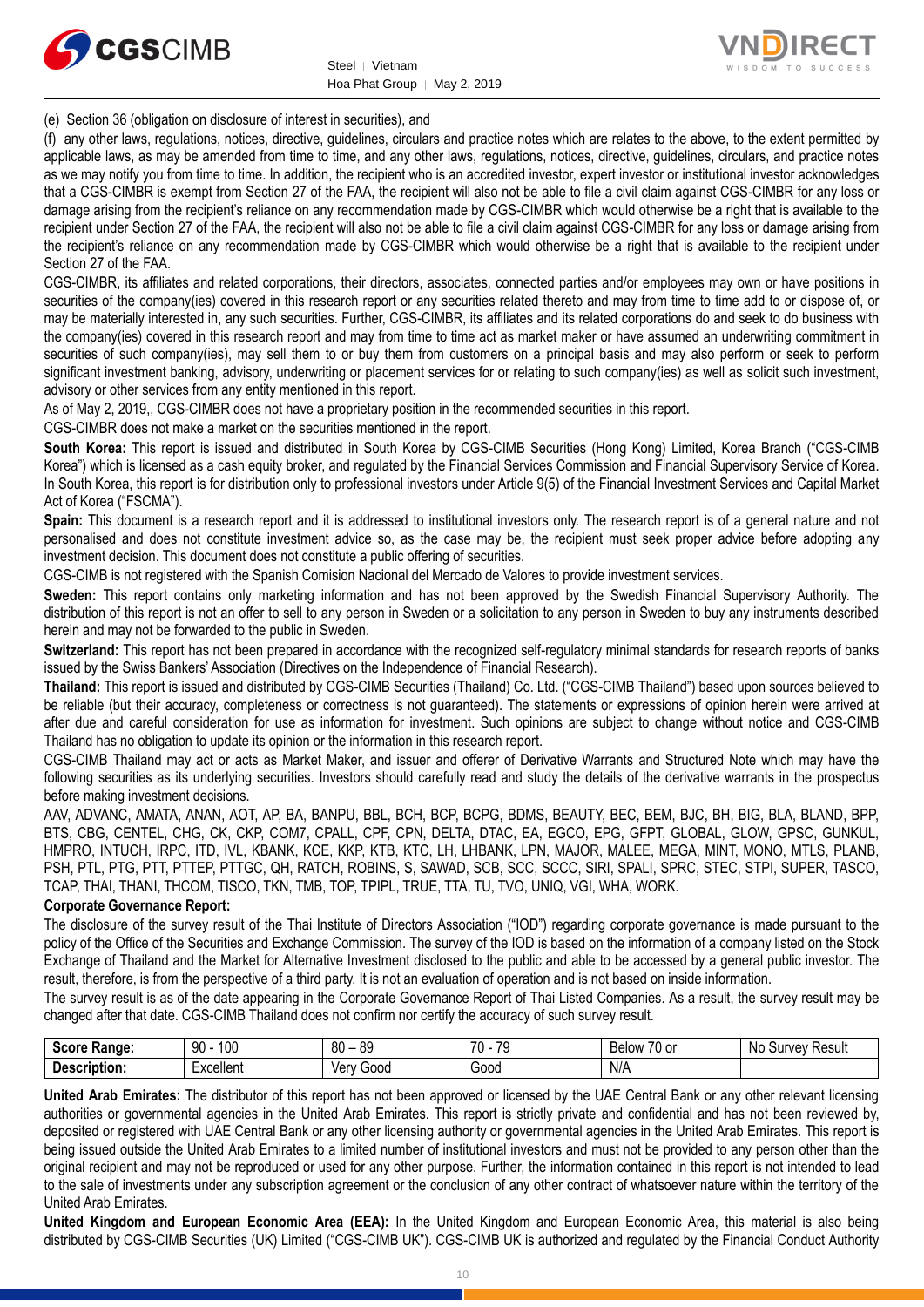(e) Section 36 (obligation on disclosure of interest in securities), and

(f) any other laws, regulations, notices, directive, guidelines, circulars and practice notes which are relates to the above, to the extent permitted by applicable laws, as may be amended from time to time, and any other laws, regulations, notices, directive, guidelines, circulars, and practice notes as we may notify you from time to time. In addition, the recipient who is an accredited investor, expert investor or institutional investor acknowledges that a CGS-CIMBR is exempt from Section 27 of the FAA, the recipient will also not be able to file a civil claim against CGS-CIMBR for any loss or damage arising from the recipient's reliance on any recommendation made by CGS-CIMBR which would otherwise be a right that is available to the recipient under Section 27 of the FAA, the recipient will also not be able to file a civil claim against CGS-CIMBR for any loss or damage arising from the recipient's reliance on any recommendation made by CGS-CIMBR which would otherwise be a right that is available to the recipient under Section 27 of the FAA.

CGS-CIMBR, its affiliates and related corporations, their directors, associates, connected parties and/or employees may own or have positions in securities of the company(ies) covered in this research report or any securities related thereto and may from time to time add to or dispose of, or may be materially interested in, any such securities. Further, CGS-CIMBR, its affiliates and its related corporations do and seek to do business with the company(ies) covered in this research report and may from time to time act as market maker or have assumed an underwriting commitment in securities of such company(ies), may sell them to or buy them from customers on a principal basis and may also perform or seek to perform significant investment banking, advisory, underwriting or placement services for or relating to such company(ies) as well as solicit such investment, advisory or other services from any entity mentioned in this report.

As of May 2, 2019,, CGS-CIMBR does not have a proprietary position in the recommended securities in this report.

CGS-CIMBR does not make a market on the securities mentioned in the report.

**South Korea:** This report is issued and distributed in South Korea by CGS-CIMB Securities (Hong Kong) Limited, Korea Branch ("CGS-CIMB Korea") which is licensed as a cash equity broker, and regulated by the Financial Services Commission and Financial Supervisory Service of Korea. In South Korea, this report is for distribution only to professional investors under Article 9(5) of the Financial Investment Services and Capital Market Act of Korea ("FSCMA").

**Spain:** This document is a research report and it is addressed to institutional investors only. The research report is of a general nature and not personalised and does not constitute investment advice so, as the case may be, the recipient must seek proper advice before adopting any investment decision. This document does not constitute a public offering of securities.

CGS-CIMB is not registered with the Spanish Comision Nacional del Mercado de Valores to provide investment services.

**Sweden:** This report contains only marketing information and has not been approved by the Swedish Financial Supervisory Authority. The distribution of this report is not an offer to sell to any person in Sweden or a solicitation to any person in Sweden to buy any instruments described herein and may not be forwarded to the public in Sweden.

**Switzerland:** This report has not been prepared in accordance with the recognized self-regulatory minimal standards for research reports of banks issued by the Swiss Bankers' Association (Directives on the Independence of Financial Research).

**Thailand:** This report is issued and distributed by CGS-CIMB Securities (Thailand) Co. Ltd. ("CGS-CIMB Thailand") based upon sources believed to be reliable (but their accuracy, completeness or correctness is not guaranteed). The statements or expressions of opinion herein were arrived at after due and careful consideration for use as information for investment. Such opinions are subject to change without notice and CGS-CIMB Thailand has no obligation to update its opinion or the information in this research report.

CGS-CIMB Thailand may act or acts as Market Maker, and issuer and offerer of Derivative Warrants and Structured Note which may have the following securities as its underlying securities. Investors should carefully read and study the details of the derivative warrants in the prospectus before making investment decisions.

AAV, ADVANC, AMATA, ANAN, AOT, AP, BA, BANPU, BBL, BCH, BCP, BCPG, BDMS, BEAUTY, BEC, BEM, BJC, BH, BIG, BLA, BLAND, BPP, BTS, CBG, CENTEL, CHG, CK, CKP, COM7, CPALL, CPF, CPN, DELTA, DTAC, EA, EGCO, EPG, GFPT, GLOBAL, GLOW, GPSC, GUNKUL, HMPRO, INTUCH, IRPC, ITD, IVL, KBANK, KCE, KKP, KTB, KTC, LH, LHBANK, LPN, MAJOR, MALEE, MEGA, MINT, MONO, MTLS, PLANB, PSH, PTL, PTG, PTT, PTTEP, PTTGC, QH, RATCH, ROBINS, S, SAWAD, SCB, SCC, SCCC, SIRI, SPALI, SPRC, STEC, STPI, SUPER, TASCO, TCAP, THAI, THANI, THCOM, TISCO, TKN, TMB, TOP, TPIPL, TRUE, TTA, TU, TVO, UNIQ, VGI, WHA, WORK.

**Corporate Governance Report:**

The disclosure of the survey result of the Thai Institute of Directors Association ("IOD") regarding corporate governance is made pursuant to the policy of the Office of the Securities and Exchange Commission. The survey of the IOD is based on the information of a company listed on the Stock Exchange of Thailand and the Market for Alternative Investment disclosed to the public and able to be accessed by a general public investor. The result, therefore, is from the perspective of a third party. It is not an evaluation of operation and is not based on inside information.

The survey result is as of the date appearing in the Corporate Governance Report of Thai Listed Companies. As a result, the survey result may be changed after that date. CGS-CIMB Thailand does not confirm nor certify the accuracy of such survey result.

| **Score Range:** | 90 - 100 | 80 – 89 | 70 - 79 | Below 70 or | No Survey Result |
|---|---|---|---|---|---|
| **Description:** | Excellent | Very Good | Good | N/A | |

**United Arab Emirates:** The distributor of this report has not been approved or licensed by the UAE Central Bank or any other relevant licensing authorities or governmental agencies in the United Arab Emirates. This report is strictly private and confidential and has not been reviewed by, deposited or registered with UAE Central Bank or any other licensing authority or governmental agencies in the United Arab Emirates. This report is being issued outside the United Arab Emirates to a limited number of institutional investors and must not be provided to any person other than the original recipient and may not be reproduced or used for any other purpose. Further, the information contained in this report is not intended to lead to the sale of investments under any subscription agreement or the conclusion of any other contract of whatsoever nature within the territory of the United Arab Emirates.

**United Kingdom and European Economic Area (EEA):** In the United Kingdom and European Economic Area, this material is also being distributed by CGS-CIMB Securities (UK) Limited ("CGS-CIMB UK"). CGS-CIMB UK is authorized and regulated by the Financial Conduct Authority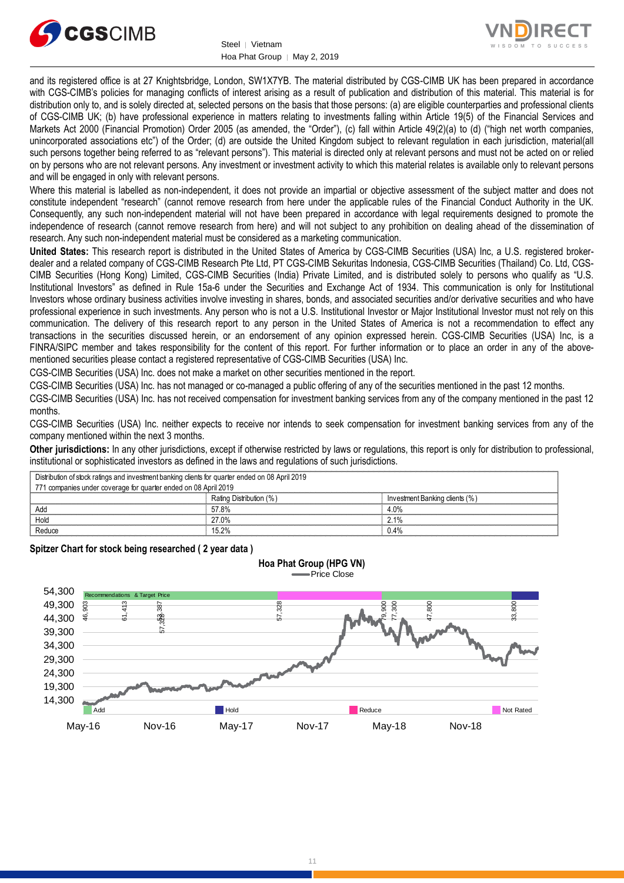and its registered office is at 27 Knightsbridge, London, SW1X7YB. The material distributed by CGS-CIMB UK has been prepared in accordance with CGS-CIMB's policies for managing conflicts of interest arising as a result of publication and distribution of this material. This material is for distribution only to, and is solely directed at, selected persons on the basis that those persons: (a) are eligible counterparties and professional clients of CGS-CIMB UK; (b) have professional experience in matters relating to investments falling within Article 19(5) of the Financial Services and Markets Act 2000 (Financial Promotion) Order 2005 (as amended, the "Order"), (c) fall within Article 49(2)(a) to (d) ("high net worth companies, unincorporated associations etc") of the Order; (d) are outside the United Kingdom subject to relevant regulation in each jurisdiction, material(all such persons together being referred to as "relevant persons"). This material is directed only at relevant persons and must not be acted on or relied on by persons who are not relevant persons. Any investment or investment activity to which this material relates is available only to relevant persons and will be engaged in only with relevant persons.

Where this material is labelled as non-independent, it does not provide an impartial or objective assessment of the subject matter and does not constitute independent "research" (cannot remove research from here under the applicable rules of the Financial Conduct Authority in the UK. Consequently, any such non-independent material will not have been prepared in accordance with legal requirements designed to promote the independence of research (cannot remove research from here) and will not subject to any prohibition on dealing ahead of the dissemination of research. Any such non-independent material must be considered as a marketing communication.

**United States:** This research report is distributed in the United States of America by CGS-CIMB Securities (USA) Inc, a U.S. registered broker-dealer and a related company of CGS-CIMB Research Pte Ltd, PT CGS-CIMB Sekuritas Indonesia, CGS-CIMB Securities (Thailand) Co. Ltd, CGS-CIMB Securities (Hong Kong) Limited, CGS-CIMB Securities (India) Private Limited, and is distributed solely to persons who qualify as "U.S. Institutional Investors" as defined in Rule 15a-6 under the Securities and Exchange Act of 1934. This communication is only for Institutional Investors whose ordinary business activities involve investing in shares, bonds, and associated securities and/or derivative securities and who have professional experience in such investments. Any person who is not a U.S. Institutional Investor or Major Institutional Investor must not rely on this communication. The delivery of this research report to any person in the United States of America is not a recommendation to effect any transactions in the securities discussed herein, or an endorsement of any opinion expressed herein. CGS-CIMB Securities (USA) Inc, is a FINRA/SIPC member and takes responsibility for the content of this report. For further information or to place an order in any of the above-mentioned securities please contact a registered representative of CGS-CIMB Securities (USA) Inc.

CGS-CIMB Securities (USA) Inc. does not make a market on other securities mentioned in the report.

CGS-CIMB Securities (USA) Inc. has not managed or co-managed a public offering of any of the securities mentioned in the past 12 months.

CGS-CIMB Securities (USA) Inc. has not received compensation for investment banking services from any of the company mentioned in the past 12 months.

CGS-CIMB Securities (USA) Inc. neither expects to receive nor intends to seek compensation for investment banking services from any of the company mentioned within the next 3 months.

**Other jurisdictions:** In any other jurisdictions, except if otherwise restricted by laws or regulations, this report is only for distribution to professional, institutional or sophisticated investors as defined in the laws and regulations of such jurisdictions.

| Distribution of stock ratings and investment banking clients for quarter ended on 08 April 2019 | | |
|---|---|---|
| 771 companies under coverage for quarter ended on 08 April 2019 | | |
| | Rating Distribution (%) | Investment Banking clients (%) |
| Add | 57.8% | 4.0% |
| Hold | 27.0% | 2.1% |
| Reduce | 15.2% | 0.4% |

**Spitzer Chart for stock being researched ( 2 year data )**

Hoa Phat Group (HPG VN)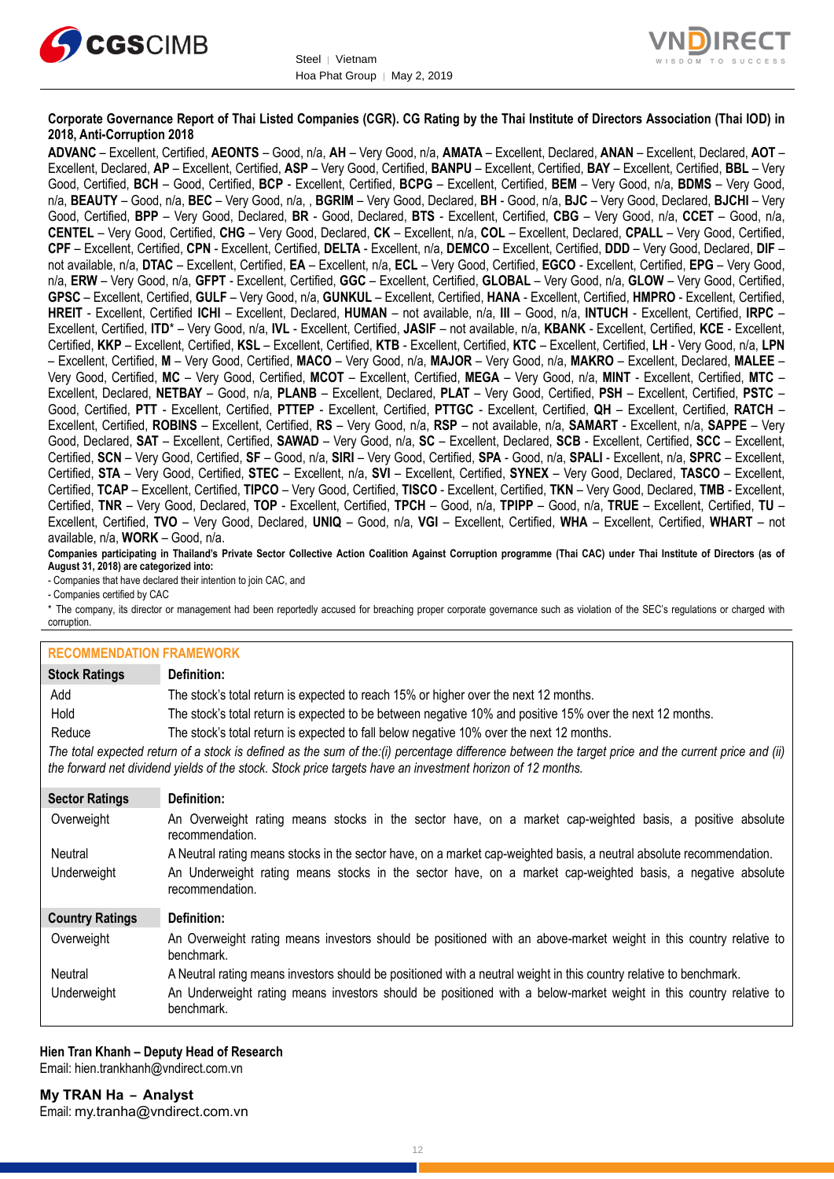**Corporate Governance Report of Thai Listed Companies (CGR). CG Rating by the Thai Institute of Directors Association (Thai IOD) in 2018, Anti-Corruption 2018**

**ADVANC** – Excellent, Certified, **AEONTS** – Good, n/a, **AH** – Very Good, n/a, **AMATA** – Excellent, Declared, **ANAN** – Excellent, Declared, **AOT** – Excellent, Declared, **AP** – Excellent, Certified, **ASP** – Very Good, Certified, **BANPU** – Excellent, Certified, **BAY** – Excellent, Certified, **BBL** – Very Good, Certified, **BCH** – Good, Certified, **BCP** - Excellent, Certified, **BCPG** – Excellent, Certified, **BEM** – Very Good, n/a, **BDMS** – Very Good, n/a, **BEAUTY** – Good, n/a, **BEC** – Very Good, n/a, , **BGRIM** – Very Good, Declared, **BH** - Good, n/a, **BJC** – Very Good, Declared, **BJCHI** – Very Good, Certified, **BPP** – Very Good, Declared, **BR** - Good, Declared, **BTS** - Excellent, Certified, **CBG** – Very Good, n/a, **CCET** – Good, n/a, **CENTEL** – Very Good, Certified, **CHG** – Very Good, Declared, **CK** – Excellent, n/a, **COL** – Excellent, Declared, **CPALL** – Very Good, Certified, **CPF** – Excellent, Certified, **CPN** - Excellent, Certified, **DELTA** - Excellent, n/a, **DEMCO** – Excellent, Certified, **DDD** – Very Good, Declared, **DIF** – not available, n/a, **DTAC** – Excellent, Certified, **EA** – Excellent, n/a, **ECL** – Very Good, Certified, **EGCO** - Excellent, Certified, **EPG** – Very Good, n/a, **ERW** – Very Good, n/a, **GFPT** - Excellent, Certified, **GGC** – Excellent, Certified, **GLOBAL** – Very Good, n/a, **GLOW** – Very Good, Certified, **GPSC** – Excellent, Certified, **GULF** – Very Good, n/a, **GUNKUL** – Excellent, Certified, **HANA** - Excellent, Certified, **HMPRO** - Excellent, Certified, **HREIT** - Excellent, Certified **ICHI** – Excellent, Declared, **HUMAN** – not available, n/a, **III** – Good, n/a, **INTUCH** - Excellent, Certified, **IRPC** – Excellent, Certified, **ITD*** – Very Good, n/a, **IVL** - Excellent, Certified, **JASIF** – not available, n/a, **KBANK** - Excellent, Certified, **KCE** - Excellent, Certified, **KKP** – Excellent, Certified, **KSL** – Excellent, Certified, **KTB** - Excellent, Certified, **KTC** – Excellent, Certified, **LH** - Very Good, n/a, **LPN** – Excellent, Certified, **M** – Very Good, Certified, **MACO** – Very Good, n/a, **MAJOR** – Very Good, n/a, **MAKRO** – Excellent, Declared, **MALEE** – Very Good, Certified, **MC** – Very Good, Certified, **MCOT** – Excellent, Certified, **MEGA** – Very Good, n/a, **MINT** - Excellent, Certified, **MTC** – Excellent, Declared, **NETBAY** – Good, n/a, **PLANB** – Excellent, Declared, **PLAT** – Very Good, Certified, **PSH** – Excellent, Certified, **PSTC** – Good, Certified, **PTT** - Excellent, Certified, **PTTEP** - Excellent, Certified, **PTTGC** - Excellent, Certified, **QH** – Excellent, Certified, **RATCH** – Excellent, Certified, **ROBINS** – Excellent, Certified, **RS** – Very Good, n/a, **RSP** – not available, n/a, **SAMART** - Excellent, n/a, **SAPPE** – Very Good, Declared, **SAT** – Excellent, Certified, **SAWAD** – Very Good, n/a, **SC** – Excellent, Declared, **SCB** - Excellent, Certified, **SCC** – Excellent, Certified, **SCN** – Very Good, Certified, **SF** – Good, n/a, **SIRI** – Very Good, Certified, **SPA** - Good, n/a, **SPALI** - Excellent, n/a, **SPRC** – Excellent, Certified, **STA** – Very Good, Certified, **STEC** – Excellent, n/a, **SVI** – Excellent, Certified, **SYNEX** – Very Good, Declared, **TASCO** – Excellent, Certified, **TCAP** – Excellent, Certified, **TIPCO** – Very Good, Certified, **TISCO** - Excellent, Certified, **TKN** – Very Good, Declared, **TMB** - Excellent, Certified, **TNR** – Very Good, Declared, **TOP** - Excellent, Certified, **TPCH** – Good, n/a, **TPIPP** – Good, n/a, **TRUE** – Excellent, Certified, **TU** – Excellent, Certified, **TVO** – Very Good, Declared, **UNIQ** – Good, n/a, **VGI** – Excellent, Certified, **WHA** – Excellent, Certified, **WHART** – not available, n/a, **WORK** – Good, n/a.

**Companies participating in Thailand's Private Sector Collective Action Coalition Against Corruption programme (Thai CAC) under Thai Institute of Directors (as of August 31, 2018) are categorized into:**

- Companies that have declared their intention to join CAC, and
- Companies certified by CAC

* The company, its director or management had been reportedly accused for breaching proper corporate governance such as violation of the SEC's regulations or charged with corruption.

## RECOMMENDATION FRAMEWORK

| Stock Ratings | Definition: |
|---|---|
| Add | The stock's total return is expected to reach 15% or higher over the next 12 months. |
| Hold | The stock's total return is expected to be between negative 10% and positive 15% over the next 12 months. |
| Reduce | The stock's total return is expected to fall below negative 10% over the next 12 months. |

*The total expected return of a stock is defined as the sum of the:(i) percentage difference between the target price and the current price and (ii) the forward net dividend yields of the stock. Stock price targets have an investment horizon of 12 months.*

| Sector Ratings | Definition: |
|---|---|
| Overweight | An Overweight rating means stocks in the sector have, on a market cap-weighted basis, a positive absolute recommendation. |
| Neutral | A Neutral rating means stocks in the sector have, on a market cap-weighted basis, a neutral absolute recommendation. |
| Underweight | An Underweight rating means stocks in the sector have, on a market cap-weighted basis, a negative absolute recommendation. |

| Country Ratings | Definition: |
|---|---|
| Overweight | An Overweight rating means investors should be positioned with an above-market weight in this country relative to benchmark. |
| Neutral | A Neutral rating means investors should be positioned with a neutral weight in this country relative to benchmark. |
| Underweight | An Underweight rating means investors should be positioned with a below-market weight in this country relative to benchmark. |

**Hien Tran Khanh – Deputy Head of Research**
Email: hien.trankhanh@vndirect.com.vn

**My TRAN Ha – Analyst**
Email: my.tranha@vndirect.com.vn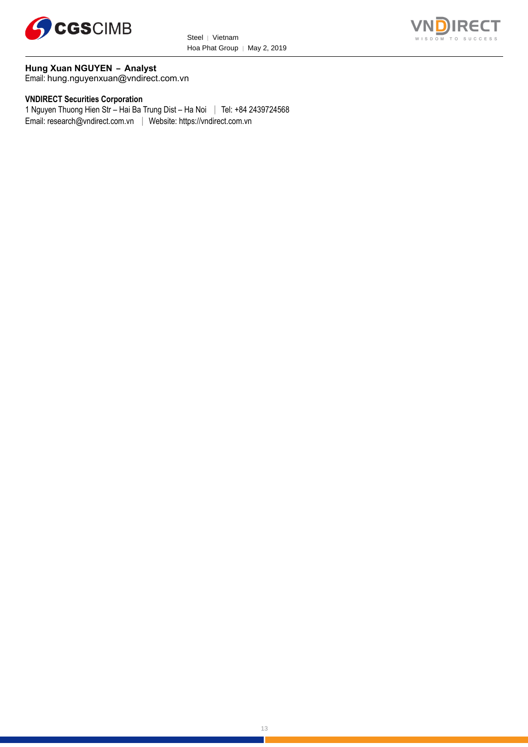**Hung Xuan NGUYEN – Analyst**
Email: hung.nguyenxuan@vndirect.com.vn

**VNDIRECT Securities Corporation**
1 Nguyen Thuong Hien Str – Hai Ba Trung Dist – Ha Noi | Tel: +84 2439724568
Email: research@vndirect.com.vn | Website: https://vndirect.com.vn